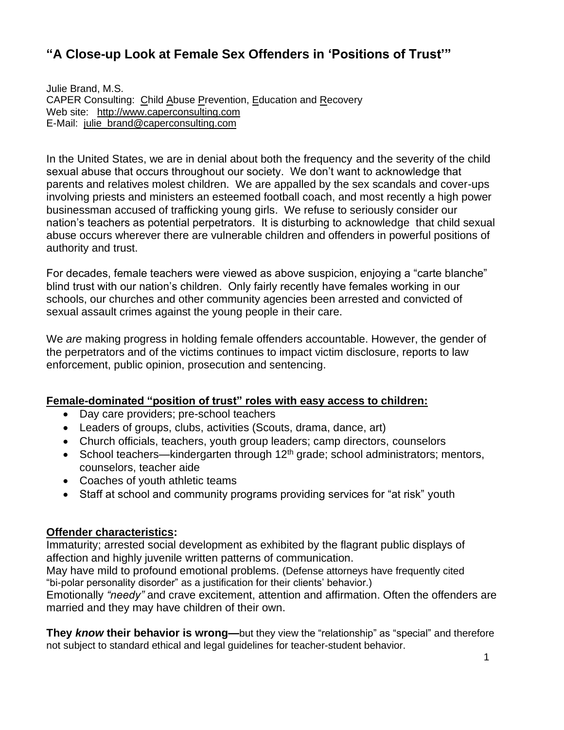# "A Close-up Look at Female Sex Offenders in 'Positions of Trust'"

Julie Brand, M.S.
CAPER Consulting: Child Abuse Prevention, Education and Recovery
Web site: http://www.caperconsulting.com
E-Mail: julie_brand@caperconsulting.com

In the United States, we are in denial about both the frequency and the severity of the child sexual abuse that occurs throughout our society. We don't want to acknowledge that parents and relatives molest children. We are appalled by the sex scandals and cover-ups involving priests and ministers an esteemed football coach, and most recently a high power businessman accused of trafficking young girls. We refuse to seriously consider our nation's teachers as potential perpetrators. It is disturbing to acknowledge that child sexual abuse occurs wherever there are vulnerable children and offenders in powerful positions of authority and trust.

For decades, female teachers were viewed as above suspicion, enjoying a "carte blanche" blind trust with our nation's children. Only fairly recently have females working in our schools, our churches and other community agencies been arrested and convicted of sexual assault crimes against the young people in their care.

We *are* making progress in holding female offenders accountable. However, the gender of the perpetrators and of the victims continues to impact victim disclosure, reports to law enforcement, public opinion, prosecution and sentencing.

**Female-dominated "position of trust" roles with easy access to children:**

- Day care providers; pre-school teachers
- Leaders of groups, clubs, activities (Scouts, drama, dance, art)
- Church officials, teachers, youth group leaders; camp directors, counselors
- School teachers—kindergarten through 12th grade; school administrators; mentors, counselors, teacher aide
- Coaches of youth athletic teams
- Staff at school and community programs providing services for "at risk" youth

**Offender characteristics:**

Immaturity; arrested social development as exhibited by the flagrant public displays of affection and highly juvenile written patterns of communication.
May have mild to profound emotional problems. (Defense attorneys have frequently cited "bi-polar personality disorder" as a justification for their clients' behavior.)
Emotionally *"needy"* and crave excitement, attention and affirmation. Often the offenders are married and they may have children of their own.

**They *know* their behavior is wrong—**but they view the "relationship" as "special" and therefore not subject to standard ethical and legal guidelines for teacher-student behavior.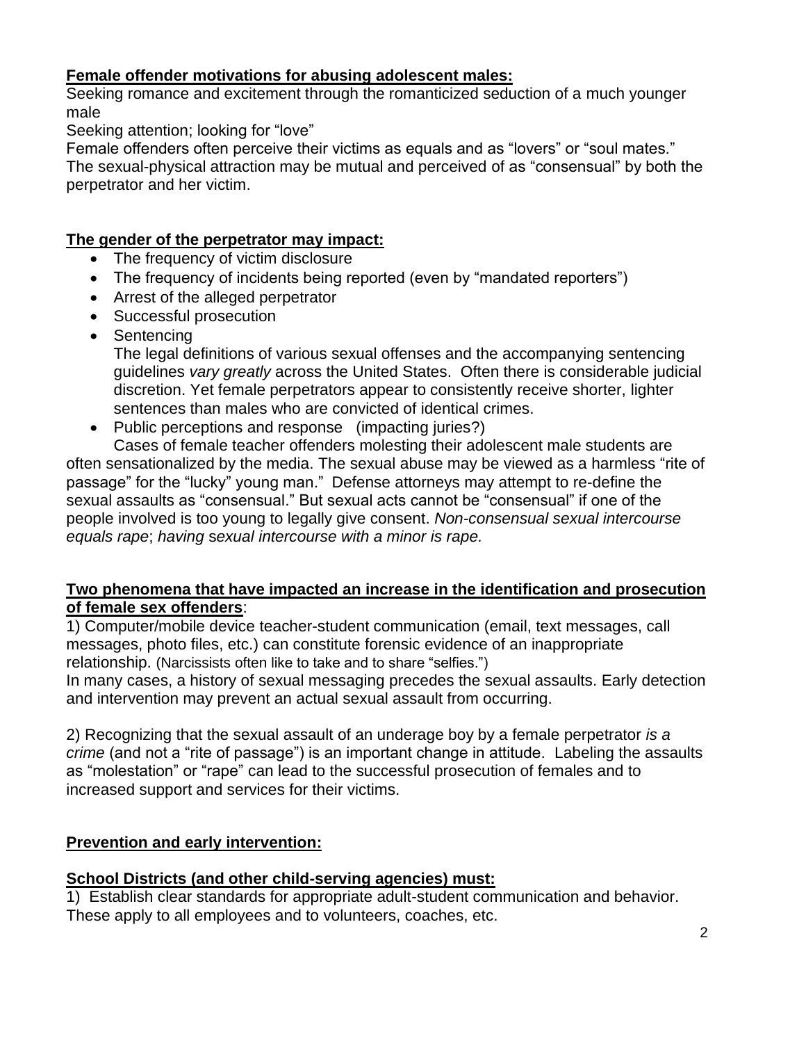**Female offender motivations for abusing adolescent males:**

Seeking romance and excitement through the romanticized seduction of a much younger male

Seeking attention; looking for "love"

Female offenders often perceive their victims as equals and as "lovers" or "soul mates." The sexual-physical attraction may be mutual and perceived of as "consensual" by both the perpetrator and her victim.

**The gender of the perpetrator may impact:**

- The frequency of victim disclosure
- The frequency of incidents being reported (even by "mandated reporters")
- Arrest of the alleged perpetrator
- Successful prosecution
- Sentencing

  The legal definitions of various sexual offenses and the accompanying sentencing guidelines *vary greatly* across the United States. Often there is considerable judicial discretion. Yet female perpetrators appear to consistently receive shorter, lighter sentences than males who are convicted of identical crimes.
- Public perceptions and response (impacting juries?)

Cases of female teacher offenders molesting their adolescent male students are often sensationalized by the media. The sexual abuse may be viewed as a harmless "rite of passage" for the "lucky" young man." Defense attorneys may attempt to re-define the sexual assaults as "consensual." But sexual acts cannot be "consensual" if one of the people involved is too young to legally give consent. *Non-consensual sexual intercourse equals rape*; *having sexual intercourse with a minor is rape.*

**Two phenomena that have impacted an increase in the identification and prosecution of female sex offenders**:

1) Computer/mobile device teacher-student communication (email, text messages, call messages, photo files, etc.) can constitute forensic evidence of an inappropriate relationship. (Narcissists often like to take and to share "selfies.")

In many cases, a history of sexual messaging precedes the sexual assaults. Early detection and intervention may prevent an actual sexual assault from occurring.

2) Recognizing that the sexual assault of an underage boy by a female perpetrator *is a crime* (and not a "rite of passage") is an important change in attitude. Labeling the assaults as "molestation" or "rape" can lead to the successful prosecution of females and to increased support and services for their victims.

**Prevention and early intervention:**

**School Districts (and other child-serving agencies) must:**

1) Establish clear standards for appropriate adult-student communication and behavior. These apply to all employees and to volunteers, coaches, etc.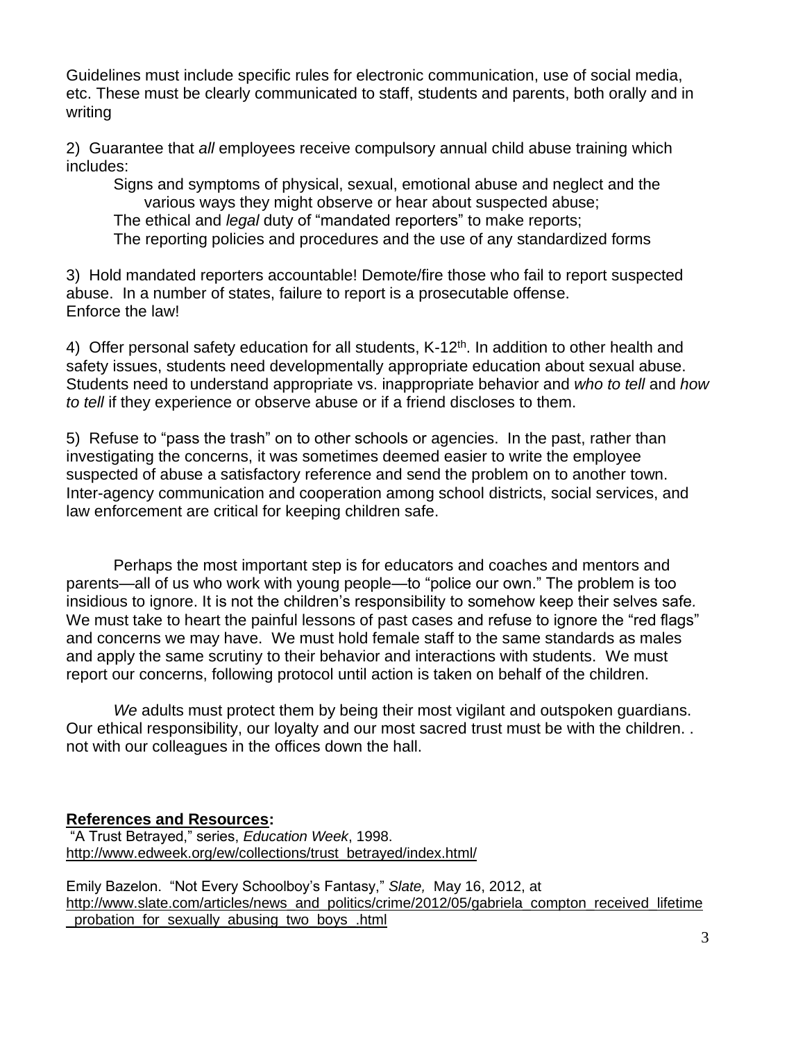Guidelines must include specific rules for electronic communication, use of social media, etc. These must be clearly communicated to staff, students and parents, both orally and in writing

2) Guarantee that *all* employees receive compulsory annual child abuse training which includes:

- Signs and symptoms of physical, sexual, emotional abuse and neglect and the various ways they might observe or hear about suspected abuse;
- The ethical and *legal* duty of "mandated reporters" to make reports;
- The reporting policies and procedures and the use of any standardized forms

3) Hold mandated reporters accountable! Demote/fire those who fail to report suspected abuse. In a number of states, failure to report is a prosecutable offense. Enforce the law!

4) Offer personal safety education for all students, K-12th. In addition to other health and safety issues, students need developmentally appropriate education about sexual abuse. Students need to understand appropriate vs. inappropriate behavior and *who to tell* and *how to tell* if they experience or observe abuse or if a friend discloses to them.

5) Refuse to "pass the trash" on to other schools or agencies. In the past, rather than investigating the concerns, it was sometimes deemed easier to write the employee suspected of abuse a satisfactory reference and send the problem on to another town. Inter-agency communication and cooperation among school districts, social services, and law enforcement are critical for keeping children safe.

Perhaps the most important step is for educators and coaches and mentors and parents—all of us who work with young people—to "police our own." The problem is too insidious to ignore. It is not the children's responsibility to somehow keep their selves safe. We must take to heart the painful lessons of past cases and refuse to ignore the "red flags" and concerns we may have. We must hold female staff to the same standards as males and apply the same scrutiny to their behavior and interactions with students. We must report our concerns, following protocol until action is taken on behalf of the children.

*We* adults must protect them by being their most vigilant and outspoken guardians. Our ethical responsibility, our loyalty and our most sacred trust must be with the children. . not with our colleagues in the offices down the hall.

**References and Resources:**

"A Trust Betrayed," series, *Education Week*, 1998.
http://www.edweek.org/ew/collections/trust_betrayed/index.html/

Emily Bazelon. "Not Every Schoolboy's Fantasy," *Slate,* May 16, 2012, at
http://www.slate.com/articles/news_and_politics/crime/2012/05/gabriela_compton_received_lifetime_probation_for_sexually_abusing_two_boys_.html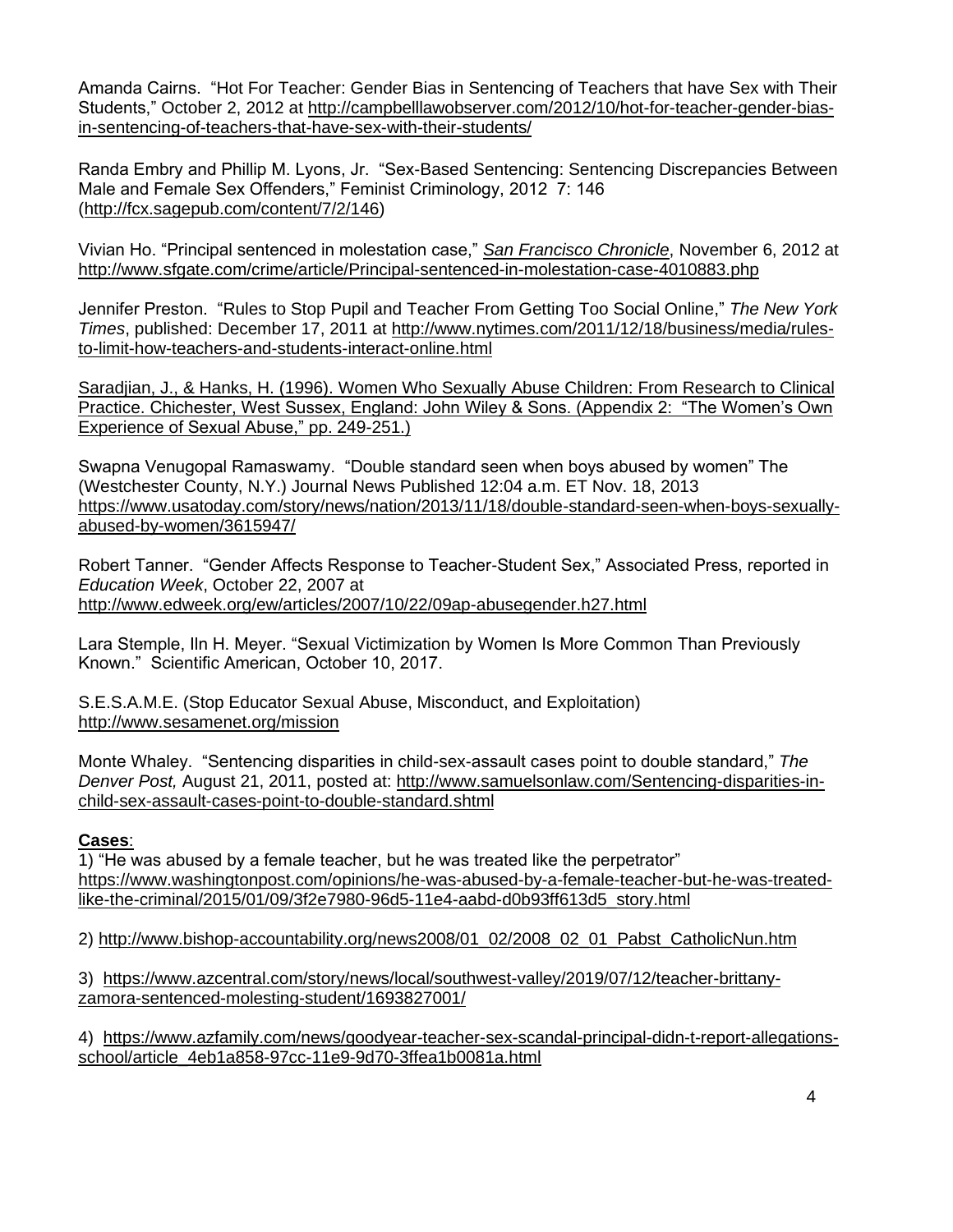Amanda Cairns. "Hot For Teacher: Gender Bias in Sentencing of Teachers that have Sex with Their Students," October 2, 2012 at http://campbelllawobserver.com/2012/10/hot-for-teacher-gender-bias-in-sentencing-of-teachers-that-have-sex-with-their-students/

Randa Embry and Phillip M. Lyons, Jr. "Sex-Based Sentencing: Sentencing Discrepancies Between Male and Female Sex Offenders," Feminist Criminology, 2012 7: 146 (http://fcx.sagepub.com/content/7/2/146)

Vivian Ho. "Principal sentenced in molestation case," *San Francisco Chronicle*, November 6, 2012 at http://www.sfgate.com/crime/article/Principal-sentenced-in-molestation-case-4010883.php

Jennifer Preston. "Rules to Stop Pupil and Teacher From Getting Too Social Online," *The New York Times*, published: December 17, 2011 at http://www.nytimes.com/2011/12/18/business/media/rules-to-limit-how-teachers-and-students-interact-online.html

Saradjian, J., & Hanks, H. (1996). Women Who Sexually Abuse Children: From Research to Clinical Practice. Chichester, West Sussex, England: John Wiley & Sons. (Appendix 2: "The Women's Own Experience of Sexual Abuse," pp. 249-251.)

Swapna Venugopal Ramaswamy. "Double standard seen when boys abused by women" The (Westchester County, N.Y.) Journal News Published 12:04 a.m. ET Nov. 18, 2013 https://www.usatoday.com/story/news/nation/2013/11/18/double-standard-seen-when-boys-sexually-abused-by-women/3615947/

Robert Tanner. "Gender Affects Response to Teacher-Student Sex," Associated Press, reported in *Education Week*, October 22, 2007 at http://www.edweek.org/ew/articles/2007/10/22/09ap-abusegender.h27.html

Lara Stemple, Iln H. Meyer. "Sexual Victimization by Women Is More Common Than Previously Known." Scientific American, October 10, 2017.

S.E.S.A.M.E. (Stop Educator Sexual Abuse, Misconduct, and Exploitation) http://www.sesamenet.org/mission

Monte Whaley. "Sentencing disparities in child-sex-assault cases point to double standard," *The Denver Post,* August 21, 2011, posted at: http://www.samuelsonlaw.com/Sentencing-disparities-in-child-sex-assault-cases-point-to-double-standard.shtml

**Cases**:

1) "He was abused by a female teacher, but he was treated like the perpetrator" https://www.washingtonpost.com/opinions/he-was-abused-by-a-female-teacher-but-he-was-treated-like-the-criminal/2015/01/09/3f2e7980-96d5-11e4-aabd-d0b93ff613d5_story.html

2) http://www.bishop-accountability.org/news2008/01_02/2008_02_01_Pabst_CatholicNun.htm

3) https://www.azcentral.com/story/news/local/southwest-valley/2019/07/12/teacher-brittany-zamora-sentenced-molesting-student/1693827001/

4) https://www.azfamily.com/news/goodyear-teacher-sex-scandal-principal-didn-t-report-allegations-school/article_4eb1a858-97cc-11e9-9d70-3ffea1b0081a.html